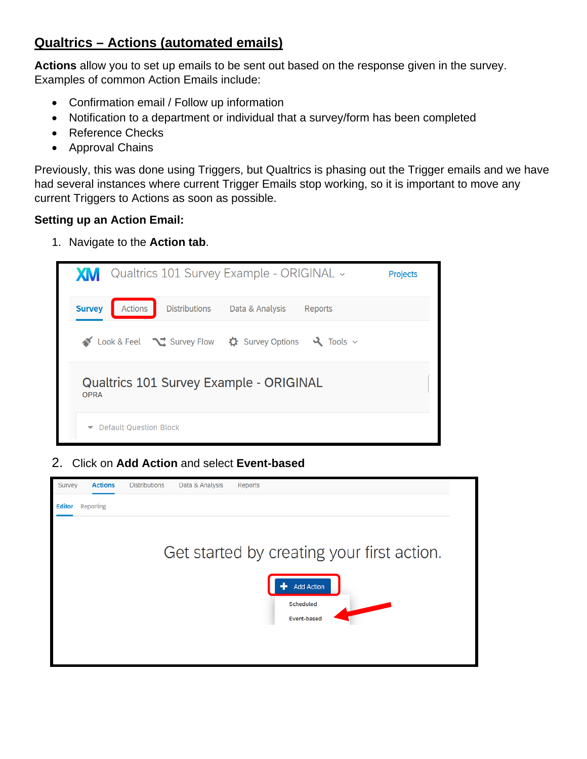# Qualtrics – Actions (automated emails)

**Actions** allow you to set up emails to be sent out based on the response given in the survey. Examples of common Action Emails include:

- Confirmation email / Follow up information
- Notification to a department or individual that a survey/form has been completed
- Reference Checks
- Approval Chains

Previously, this was done using Triggers, but Qualtrics is phasing out the Trigger emails and we have had several instances where current Trigger Emails stop working, so it is important to move any current Triggers to Actions as soon as possible.

**Setting up an Action Email:**

1. Navigate to the **Action tab**.

2. Click on **Add Action** and select **Event-based**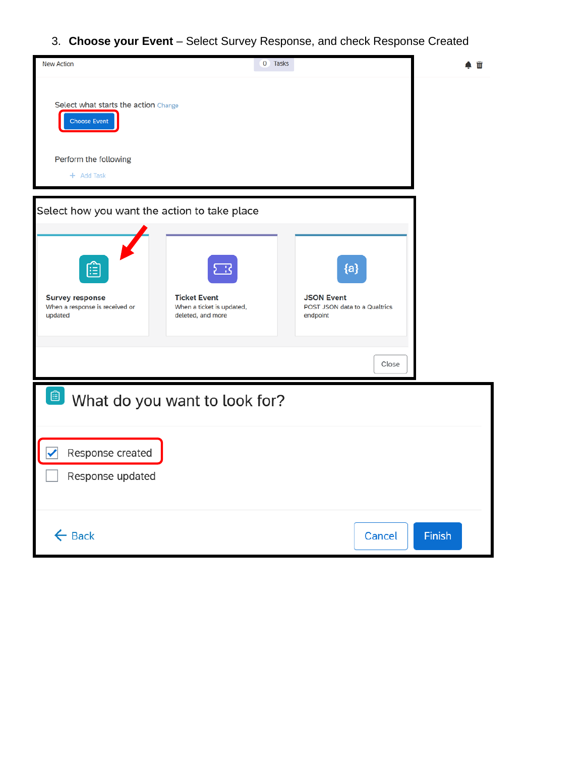3. **Choose your Event** – Select Survey Response, and check Response Created

New Action

0 Tasks

Select what starts the action Change

Choose Event

Perform the following

+ Add Task

Select how you want the action to take place

**Survey response**
When a response is received or updated

**Ticket Event**
When a ticket is updated, deleted, and more

**JSON Event**
POST JSON data to a Qualtrics endpoint

Close

What do you want to look for?

- [x] Response created
- [ ] Response updated

← Back

Cancel

Finish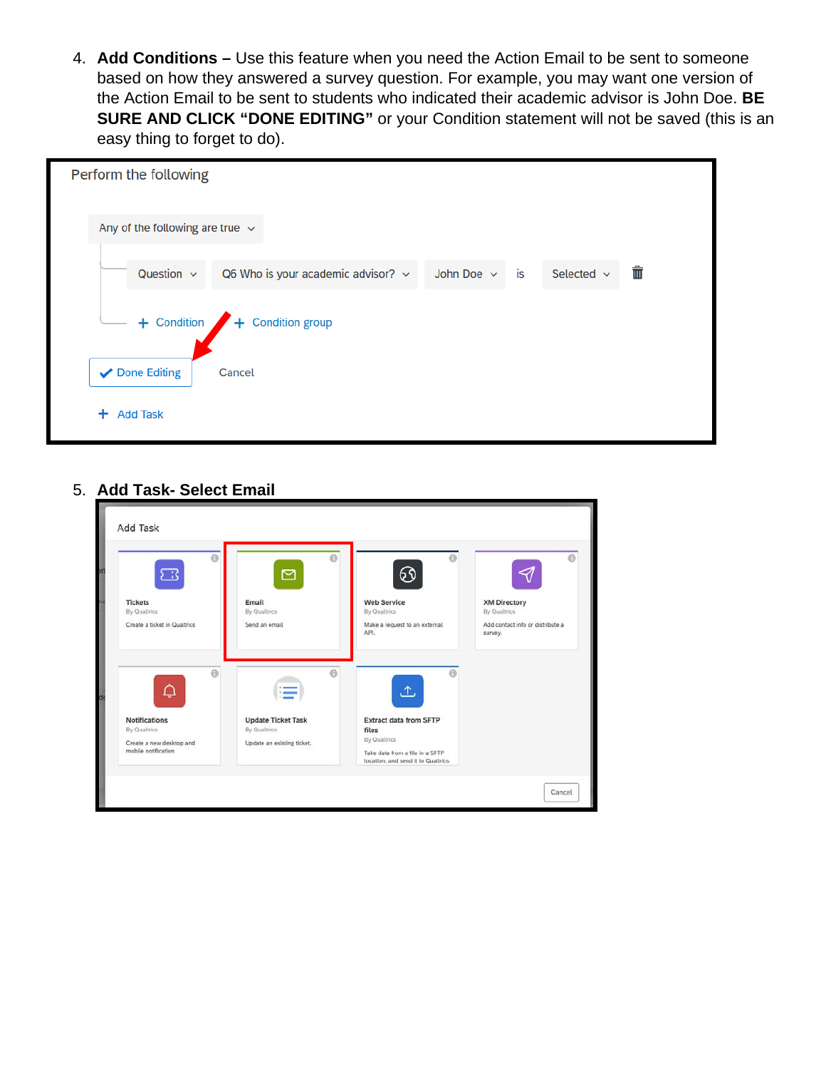4. **Add Conditions –** Use this feature when you need the Action Email to be sent to someone based on how they answered a survey question. For example, you may want one version of the Action Email to be sent to students who indicated their academic advisor is John Doe. **BE SURE AND CLICK "DONE EDITING"** or your Condition statement will not be saved (this is an easy thing to forget to do).

5. **Add Task- Select Email**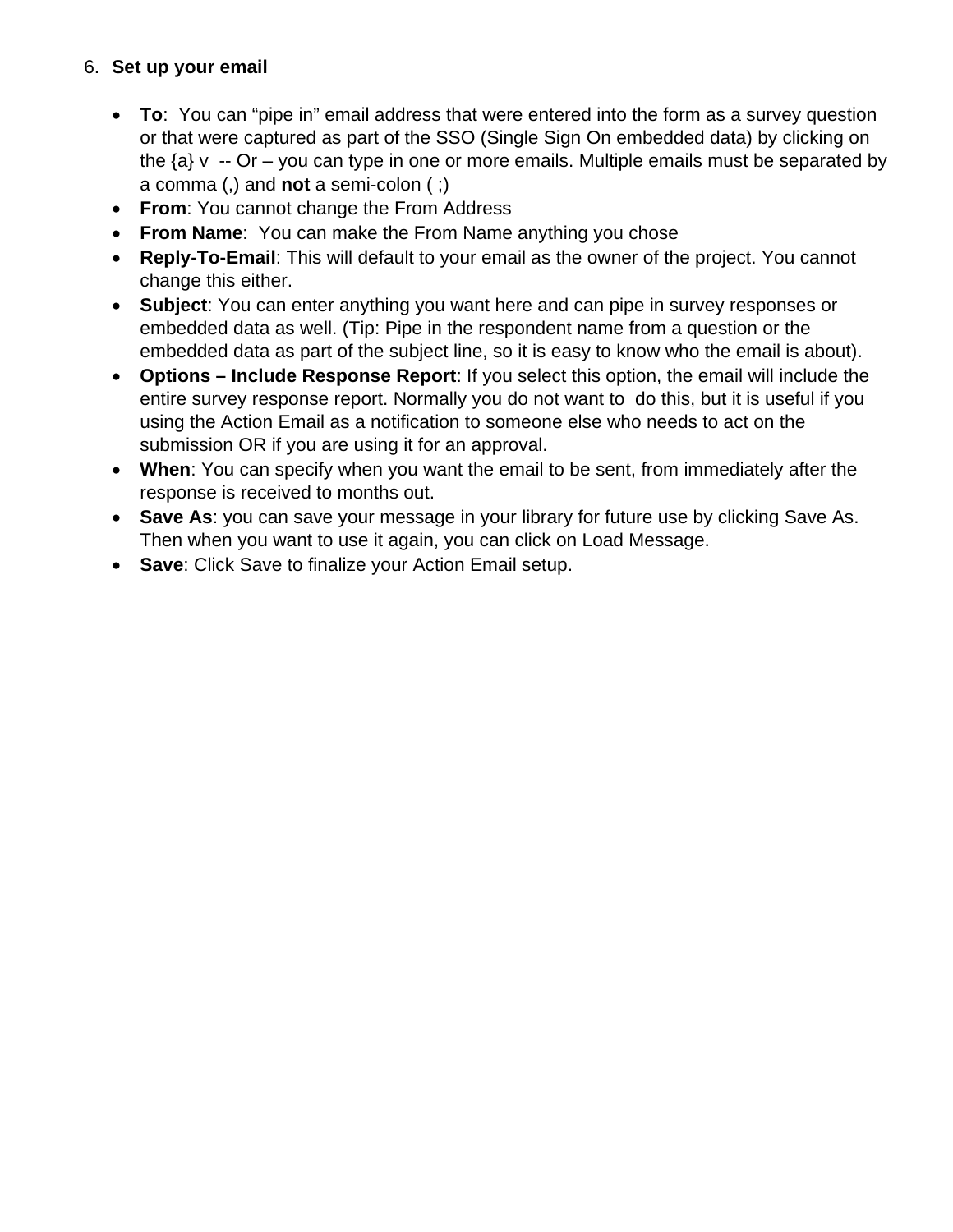6. **Set up your email**

- **To**: You can "pipe in" email address that were entered into the form as a survey question or that were captured as part of the SSO (Single Sign On embedded data) by clicking on the {a} v -- Or – you can type in one or more emails. Multiple emails must be separated by a comma (,) and **not** a semi-colon ( ;)
- **From**: You cannot change the From Address
- **From Name**: You can make the From Name anything you chose
- **Reply-To-Email**: This will default to your email as the owner of the project. You cannot change this either.
- **Subject**: You can enter anything you want here and can pipe in survey responses or embedded data as well. (Tip: Pipe in the respondent name from a question or the embedded data as part of the subject line, so it is easy to know who the email is about).
- **Options – Include Response Report**: If you select this option, the email will include the entire survey response report. Normally you do not want to do this, but it is useful if you using the Action Email as a notification to someone else who needs to act on the submission OR if you are using it for an approval.
- **When**: You can specify when you want the email to be sent, from immediately after the response is received to months out.
- **Save As**: you can save your message in your library for future use by clicking Save As. Then when you want to use it again, you can click on Load Message.
- **Save**: Click Save to finalize your Action Email setup.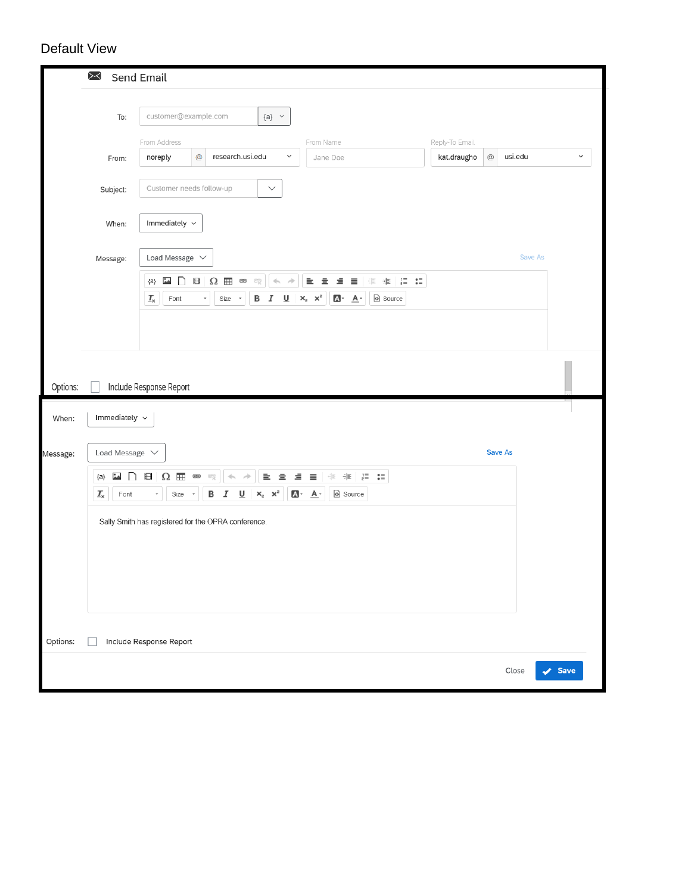Default View

**Send Email**

To: customer@example.com {a}

From Address / From Name / Reply-To Email

From: noreply @ research.usi.edu | Jane Doe | kat.draugho @ usi.edu

Subject: Customer needs follow-up

When: Immediately

Message: Load Message — Save As

Font | Size | Source

Options: Include Response Report

When: Immediately

Message: Load Message — Save As

Font | Size | Source

Sally Smith has registered for the OPRA conference.

Options: Include Response Report

Close | Save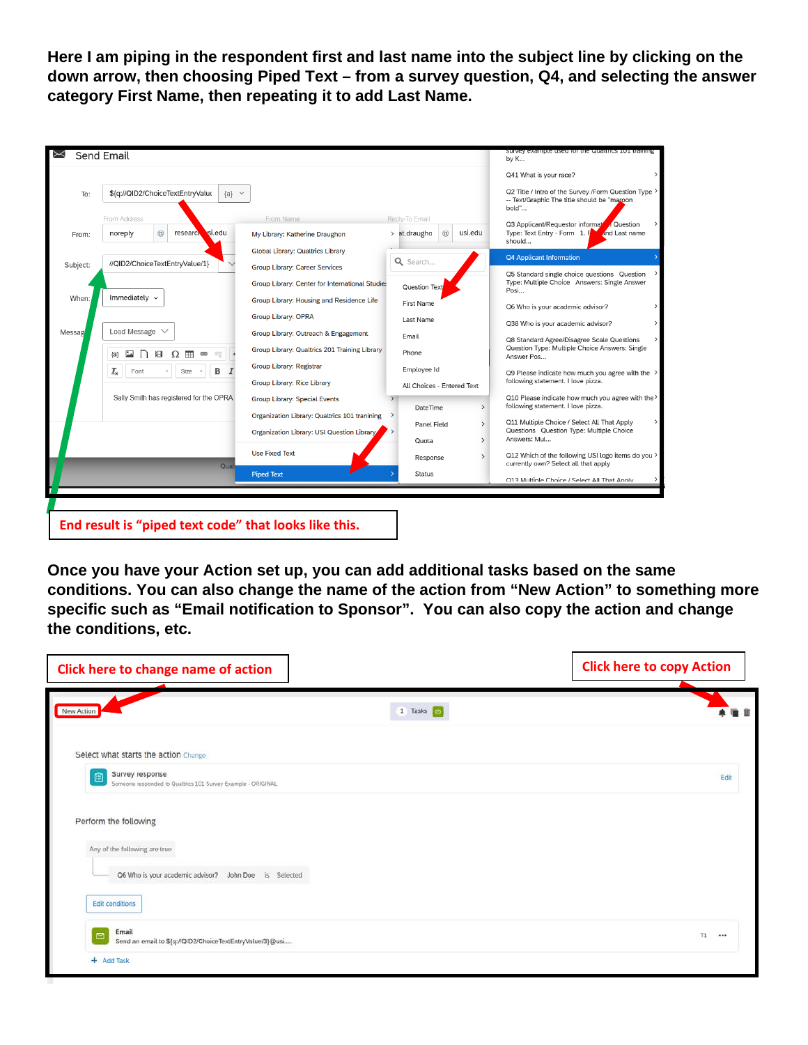**Here I am piping in the respondent first and last name into the subject line by clicking on the down arrow, then choosing Piped Text – from a survey question, Q4, and selecting the answer category First Name, then repeating it to add Last Name.**

End result is "piped text code" that looks like this.

**Once you have your Action set up, you can add additional tasks based on the same conditions. You can also change the name of the action from "New Action" to something more specific such as "Email notification to Sponsor". You can also copy the action and change the conditions, etc.**

Click here to change name of action

Click here to copy Action